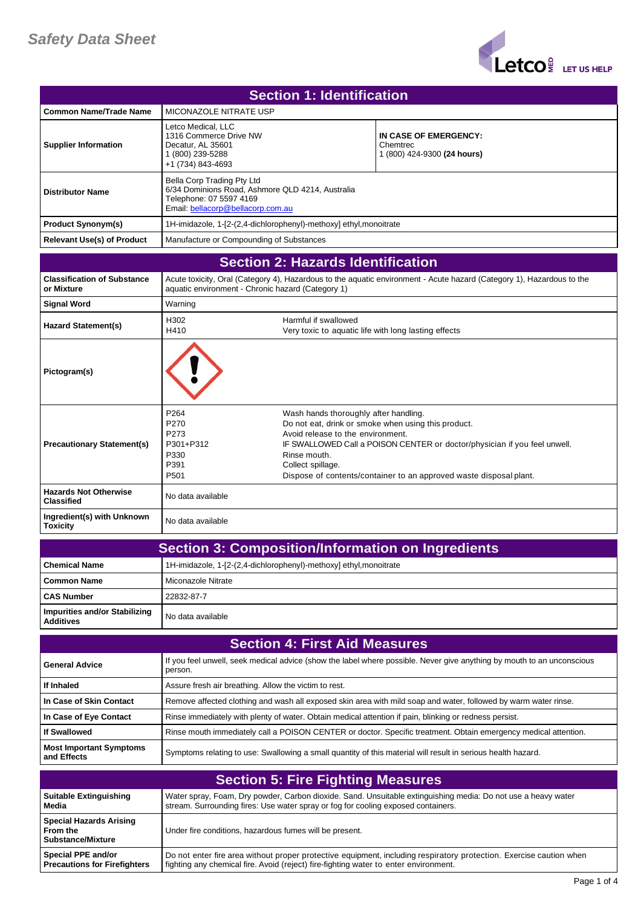# Safety Data Sheet

Letco MED — LET US HELP

## Section 1: Identification

| | | |
|---|---|---|
| **Common Name/Trade Name** | MICONAZOLE NITRATE USP | |
| **Supplier Information** | Letco Medical, LLC<br>1316 Commerce Drive NW<br>Decatur, AL 35601<br>1 (800) 239-5288<br>+1 (734) 843-4693 | **IN CASE OF EMERGENCY:**<br>Chemtrec<br>1 (800) 424-9300 **(24 hours)** |
| **Distributor Name** | Bella Corp Trading Pty Ltd<br>6/34 Dominions Road, Ashmore QLD 4214, Australia<br>Telephone: 07 5597 4169<br>Email: bellacorp@bellacorp.com.au | |
| **Product Synonym(s)** | 1H-imidazole, 1-[2-(2,4-dichlorophenyl)-methoxy] ethyl,monoitrate | |
| **Relevant Use(s) of Product** | Manufacture or Compounding of Substances | |

## Section 2: Hazards Identification

| | | |
|---|---|---|
| **Classification of Substance or Mixture** | Acute toxicity, Oral (Category 4), Hazardous to the aquatic environment - Acute hazard (Category 1), Hazardous to the aquatic environment - Chronic hazard (Category 1) | |
| **Signal Word** | Warning | |
| **Hazard Statement(s)** | H302<br>H410 | Harmful if swallowed<br>Very toxic to aquatic life with long lasting effects |
| **Pictogram(s)** | | |
| **Precautionary Statement(s)** | P264<br>P270<br>P273<br>P301+P312<br>P330<br>P391<br>P501 | Wash hands thoroughly after handling.<br>Do not eat, drink or smoke when using this product.<br>Avoid release to the environment.<br>IF SWALLOWED Call a POISON CENTER or doctor/physician if you feel unwell.<br>Rinse mouth.<br>Collect spillage.<br>Dispose of contents/container to an approved waste disposal plant. |
| **Hazards Not Otherwise Classified** | No data available | |
| **Ingredient(s) with Unknown Toxicity** | No data available | |

## Section 3: Composition/Information on Ingredients

| | |
|---|---|
| **Chemical Name** | 1H-imidazole, 1-[2-(2,4-dichlorophenyl)-methoxy] ethyl,monoitrate |
| **Common Name** | Miconazole Nitrate |
| **CAS Number** | 22832-87-7 |
| **Impurities and/or Stabilizing Additives** | No data available |

## Section 4: First Aid Measures

| | |
|---|---|
| **General Advice** | If you feel unwell, seek medical advice (show the label where possible. Never give anything by mouth to an unconscious person. |
| **If Inhaled** | Assure fresh air breathing. Allow the victim to rest. |
| **In Case of Skin Contact** | Remove affected clothing and wash all exposed skin area with mild soap and water, followed by warm water rinse. |
| **In Case of Eye Contact** | Rinse immediately with plenty of water. Obtain medical attention if pain, blinking or redness persist. |
| **If Swallowed** | Rinse mouth immediately call a POISON CENTER or doctor. Specific treatment. Obtain emergency medical attention. |
| **Most Important Symptoms and Effects** | Symptoms relating to use: Swallowing a small quantity of this material will result in serious health hazard. |

## Section 5: Fire Fighting Measures

| | |
|---|---|
| **Suitable Extinguishing Media** | Water spray, Foam, Dry powder, Carbon dioxide. Sand. Unsuitable extinguishing media: Do not use a heavy water stream. Surrounding fires: Use water spray or fog for cooling exposed containers. |
| **Special Hazards Arising From the Substance/Mixture** | Under fire conditions, hazardous fumes will be present. |
| **Special PPE and/or Precautions for Firefighters** | Do not enter fire area without proper protective equipment, including respiratory protection. Exercise caution when fighting any chemical fire. Avoid (reject) fire-fighting water to enter environment. |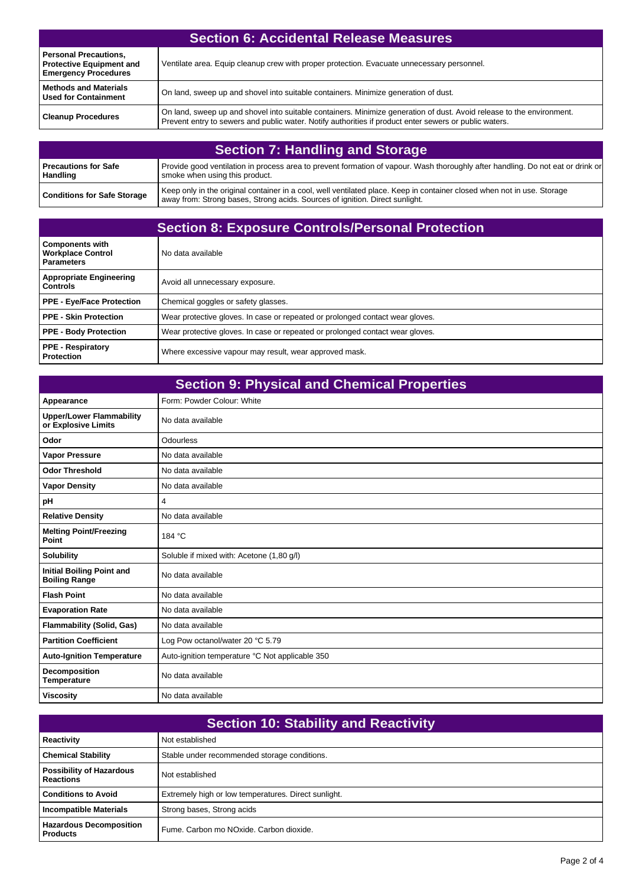## Section 6: Accidental Release Measures

| | |
|---|---|
| **Personal Precautions, Protective Equipment and Emergency Procedures** | Ventilate area. Equip cleanup crew with proper protection. Evacuate unnecessary personnel. |
| **Methods and Materials Used for Containment** | On land, sweep up and shovel into suitable containers. Minimize generation of dust. |
| **Cleanup Procedures** | On land, sweep up and shovel into suitable containers. Minimize generation of dust. Avoid release to the environment. Prevent entry to sewers and public water. Notify authorities if product enter sewers or public waters. |

## Section 7: Handling and Storage

| | |
|---|---|
| **Precautions for Safe Handling** | Provide good ventilation in process area to prevent formation of vapour. Wash thoroughly after handling. Do not eat or drink or smoke when using this product. |
| **Conditions for Safe Storage** | Keep only in the original container in a cool, well ventilated place. Keep in container closed when not in use. Storage away from: Strong bases, Strong acids. Sources of ignition. Direct sunlight. |

## Section 8: Exposure Controls/Personal Protection

| | |
|---|---|
| **Components with Workplace Control Parameters** | No data available |
| **Appropriate Engineering Controls** | Avoid all unnecessary exposure. |
| **PPE - Eye/Face Protection** | Chemical goggles or safety glasses. |
| **PPE - Skin Protection** | Wear protective gloves. In case or repeated or prolonged contact wear gloves. |
| **PPE - Body Protection** | Wear protective gloves. In case or repeated or prolonged contact wear gloves. |
| **PPE - Respiratory Protection** | Where excessive vapour may result, wear approved mask. |

## Section 9: Physical and Chemical Properties

| | |
|---|---|
| **Appearance** | Form: Powder Colour: White |
| **Upper/Lower Flammability or Explosive Limits** | No data available |
| **Odor** | Odourless |
| **Vapor Pressure** | No data available |
| **Odor Threshold** | No data available |
| **Vapor Density** | No data available |
| **pH** | 4 |
| **Relative Density** | No data available |
| **Melting Point/Freezing Point** | 184 °C |
| **Solubility** | Soluble if mixed with: Acetone (1,80 g/l) |
| **Initial Boiling Point and Boiling Range** | No data available |
| **Flash Point** | No data available |
| **Evaporation Rate** | No data available |
| **Flammability (Solid, Gas)** | No data available |
| **Partition Coefficient** | Log Pow octanol/water 20 °C 5.79 |
| **Auto-Ignition Temperature** | Auto-ignition temperature °C Not applicable 350 |
| **Decomposition Temperature** | No data available |
| **Viscosity** | No data available |

## Section 10: Stability and Reactivity

| | |
|---|---|
| **Reactivity** | Not established |
| **Chemical Stability** | Stable under recommended storage conditions. |
| **Possibility of Hazardous Reactions** | Not established |
| **Conditions to Avoid** | Extremely high or low temperatures. Direct sunlight. |
| **Incompatible Materials** | Strong bases, Strong acids |
| **Hazardous Decomposition Products** | Fume. Carbon mo NOxide. Carbon dioxide. |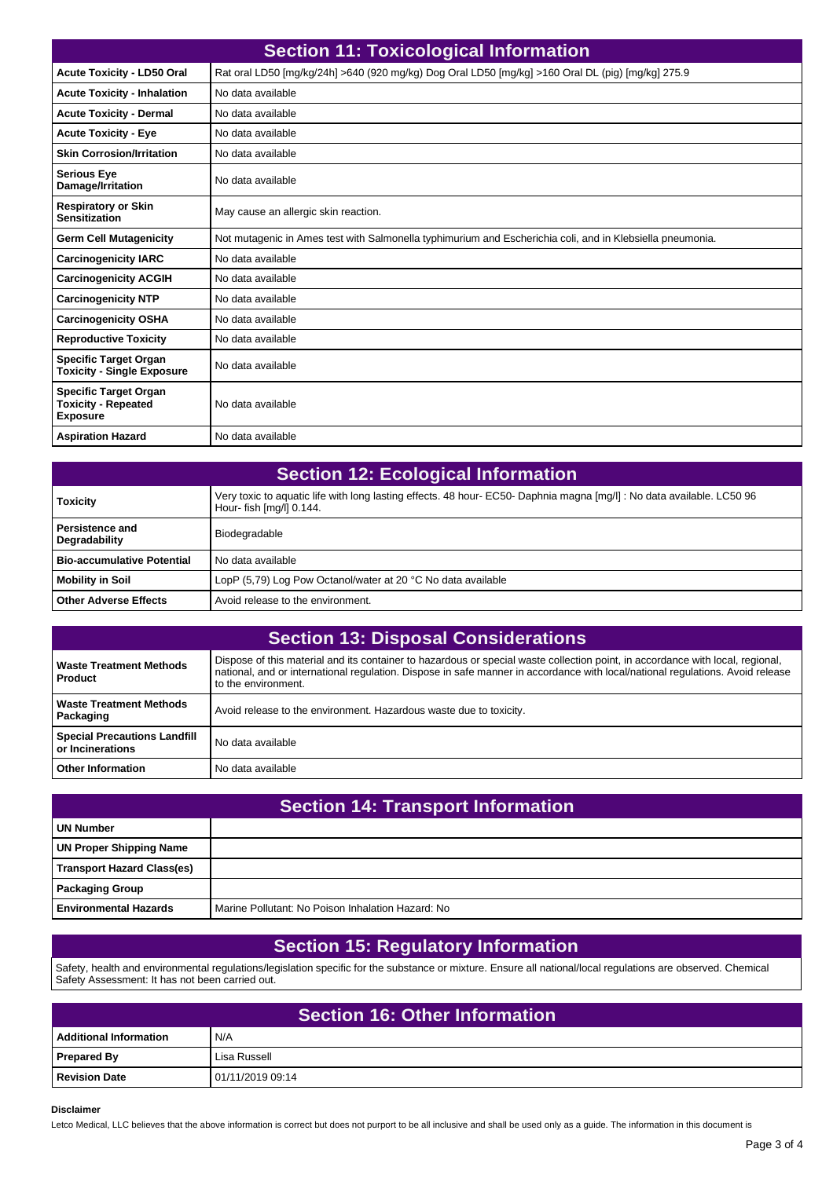## Section 11: Toxicological Information

| | |
|---|---|
| **Acute Toxicity - LD50 Oral** | Rat oral LD50 [mg/kg/24h] >640 (920 mg/kg) Dog Oral LD50 [mg/kg] >160 Oral DL (pig) [mg/kg] 275.9 |
| **Acute Toxicity - Inhalation** | No data available |
| **Acute Toxicity - Dermal** | No data available |
| **Acute Toxicity - Eye** | No data available |
| **Skin Corrosion/Irritation** | No data available |
| **Serious Eye Damage/Irritation** | No data available |
| **Respiratory or Skin Sensitization** | May cause an allergic skin reaction. |
| **Germ Cell Mutagenicity** | Not mutagenic in Ames test with Salmonella typhimurium and Escherichia coli, and in Klebsiella pneumonia. |
| **Carcinogenicity IARC** | No data available |
| **Carcinogenicity ACGIH** | No data available |
| **Carcinogenicity NTP** | No data available |
| **Carcinogenicity OSHA** | No data available |
| **Reproductive Toxicity** | No data available |
| **Specific Target Organ Toxicity - Single Exposure** | No data available |
| **Specific Target Organ Toxicity - Repeated Exposure** | No data available |
| **Aspiration Hazard** | No data available |

## Section 12: Ecological Information

| | |
|---|---|
| **Toxicity** | Very toxic to aquatic life with long lasting effects. 48 hour- EC50- Daphnia magna [mg/l] : No data available. LC50 96 Hour- fish [mg/l] 0.144. |
| **Persistence and Degradability** | Biodegradable |
| **Bio-accumulative Potential** | No data available |
| **Mobility in Soil** | LopP (5,79) Log Pow Octanol/water at 20 °C No data available |
| **Other Adverse Effects** | Avoid release to the environment. |

## Section 13: Disposal Considerations

| | |
|---|---|
| **Waste Treatment Methods Product** | Dispose of this material and its container to hazardous or special waste collection point, in accordance with local, regional, national, and or international regulation. Dispose in safe manner in accordance with local/national regulations. Avoid release to the environment. |
| **Waste Treatment Methods Packaging** | Avoid release to the environment. Hazardous waste due to toxicity. |
| **Special Precautions Landfill or Incinerations** | No data available |
| **Other Information** | No data available |

## Section 14: Transport Information

| | |
|---|---|
| **UN Number** | |
| **UN Proper Shipping Name** | |
| **Transport Hazard Class(es)** | |
| **Packaging Group** | |
| **Environmental Hazards** | Marine Pollutant: No Poison Inhalation Hazard: No |

## Section 15: Regulatory Information

Safety, health and environmental regulations/legislation specific for the substance or mixture. Ensure all national/local regulations are observed. Chemical Safety Assessment: It has not been carried out.

## Section 16: Other Information

| | |
|---|---|
| **Additional Information** | N/A |
| **Prepared By** | Lisa Russell |
| **Revision Date** | 01/11/2019 09:14 |

**Disclaimer**

Letco Medical, LLC believes that the above information is correct but does not purport to be all inclusive and shall be used only as a guide. The information in this document is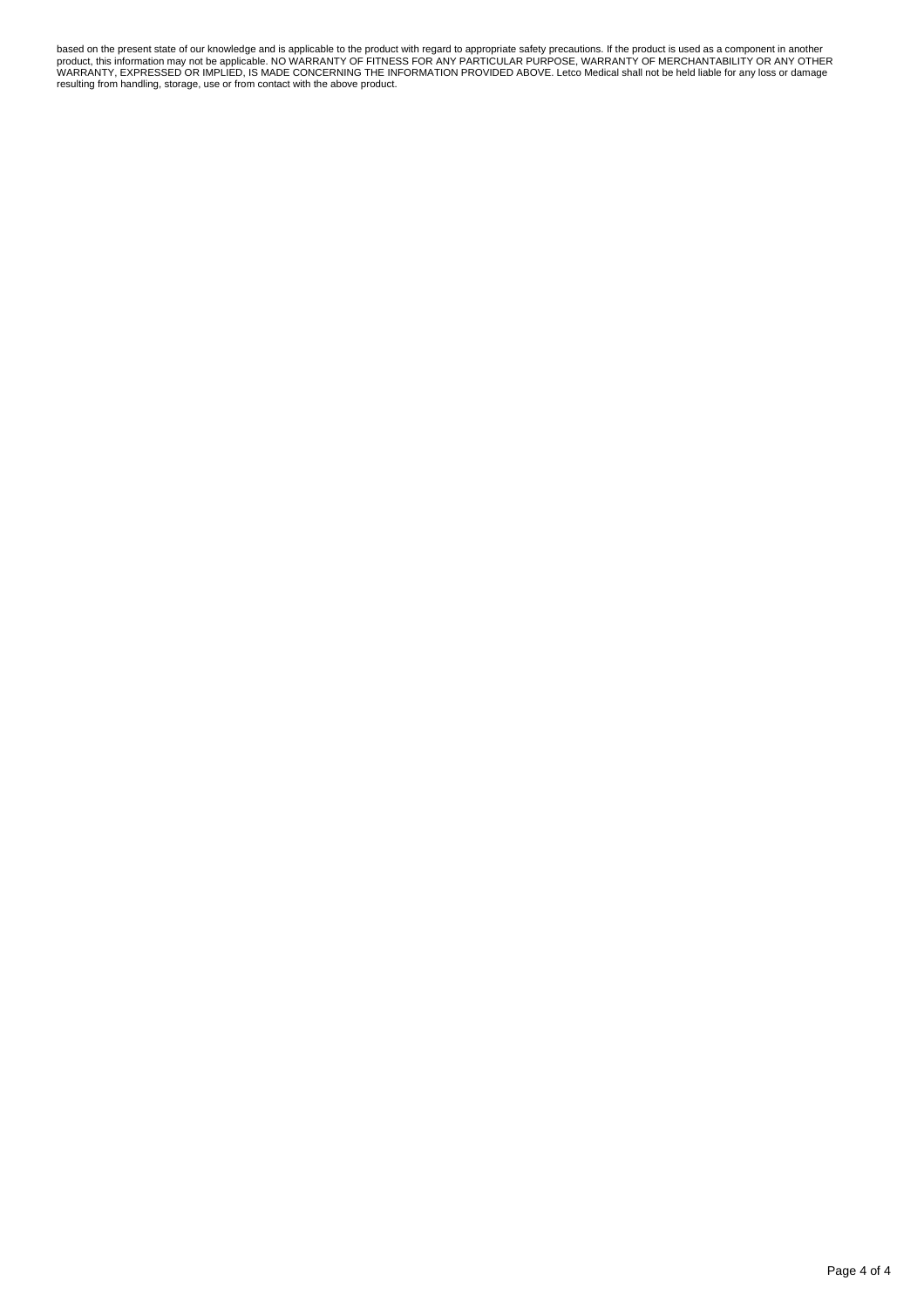based on the present state of our knowledge and is applicable to the product with regard to appropriate safety precautions. If the product is used as a component in another product, this information may not be applicable. NO WARRANTY OF FITNESS FOR ANY PARTICULAR PURPOSE, WARRANTY OF MERCHANTABILITY OR ANY OTHER WARRANTY, EXPRESSED OR IMPLIED, IS MADE CONCERNING THE INFORMATION PROVIDED ABOVE. Letco Medical shall not be held liable for any loss or damage resulting from handling, storage, use or from contact with the above product.